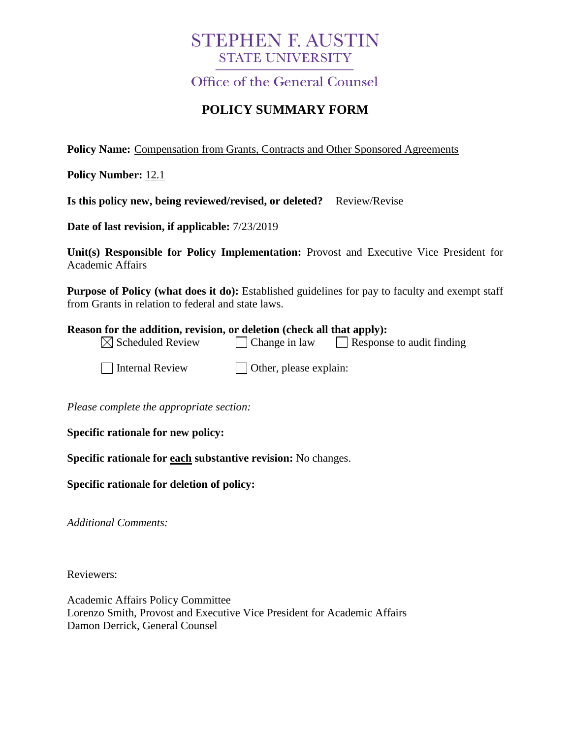# STEPHEN F. AUSTIN
## STATE UNIVERSITY

### Office of the General Counsel

## POLICY SUMMARY FORM

**Policy Name:** Compensation from Grants, Contracts and Other Sponsored Agreements

**Policy Number:** 12.1

**Is this policy new, being reviewed/revised, or deleted?** Review/Revise

**Date of last revision, if applicable:** 7/23/2019

**Unit(s) Responsible for Policy Implementation:** Provost and Executive Vice President for Academic Affairs

**Purpose of Policy (what does it do):** Established guidelines for pay to faculty and exempt staff from Grants in relation to federal and state laws.

**Reason for the addition, revision, or deletion (check all that apply):**

- [x] Scheduled Review
- [ ] Change in law
- [ ] Response to audit finding
- [ ] Internal Review
- [ ] Other, please explain:

*Please complete the appropriate section:*

**Specific rationale for new policy:**

**Specific rationale for each substantive revision:** No changes.

**Specific rationale for deletion of policy:**

*Additional Comments:*

Reviewers:

Academic Affairs Policy Committee
Lorenzo Smith, Provost and Executive Vice President for Academic Affairs
Damon Derrick, General Counsel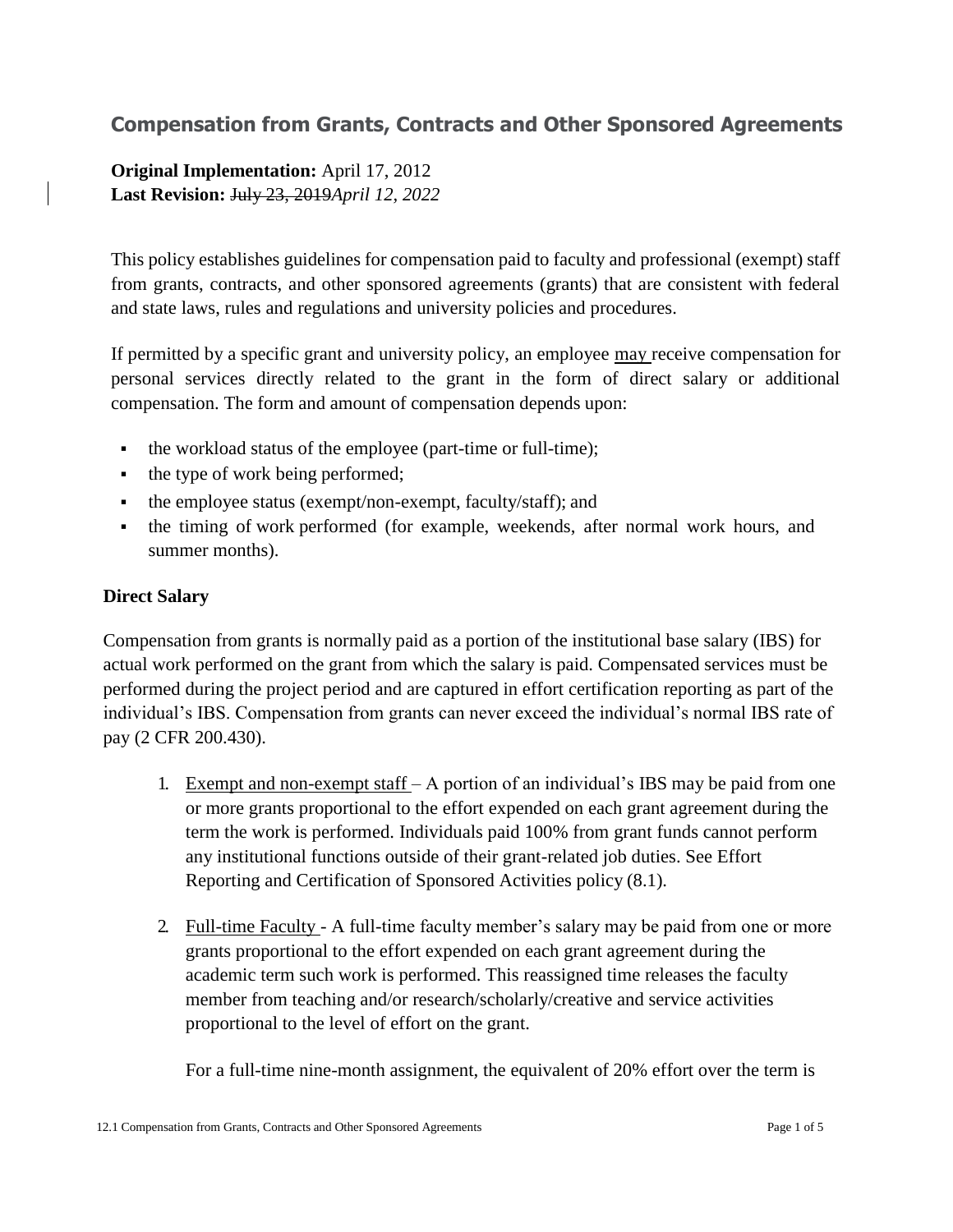## Compensation from Grants, Contracts and Other Sponsored Agreements

**Original Implementation:** April 17, 2012
**Last Revision:** ~~July 23, 2019~~*April 12, 2022*

This policy establishes guidelines for compensation paid to faculty and professional (exempt) staff from grants, contracts, and other sponsored agreements (grants) that are consistent with federal and state laws, rules and regulations and university policies and procedures.

If permitted by a specific grant and university policy, an employee <u>may</u> receive compensation for personal services directly related to the grant in the form of direct salary or additional compensation. The form and amount of compensation depends upon:

- the workload status of the employee (part-time or full-time);
- the type of work being performed;
- the employee status (exempt/non-exempt, faculty/staff); and
- the timing of work performed (for example, weekends, after normal work hours, and summer months).

### Direct Salary

Compensation from grants is normally paid as a portion of the institutional base salary (IBS) for actual work performed on the grant from which the salary is paid. Compensated services must be performed during the project period and are captured in effort certification reporting as part of the individual's IBS. Compensation from grants can never exceed the individual's normal IBS rate of pay (2 CFR 200.430).

1. <u>Exempt and non-exempt staff</u> – A portion of an individual's IBS may be paid from one or more grants proportional to the effort expended on each grant agreement during the term the work is performed. Individuals paid 100% from grant funds cannot perform any institutional functions outside of their grant-related job duties. See Effort Reporting and Certification of Sponsored Activities policy (8.1).

2. <u>Full-time Faculty</u> - A full-time faculty member's salary may be paid from one or more grants proportional to the effort expended on each grant agreement during the academic term such work is performed. This reassigned time releases the faculty member from teaching and/or research/scholarly/creative and service activities proportional to the level of effort on the grant.

   For a full-time nine-month assignment, the equivalent of 20% effort over the term is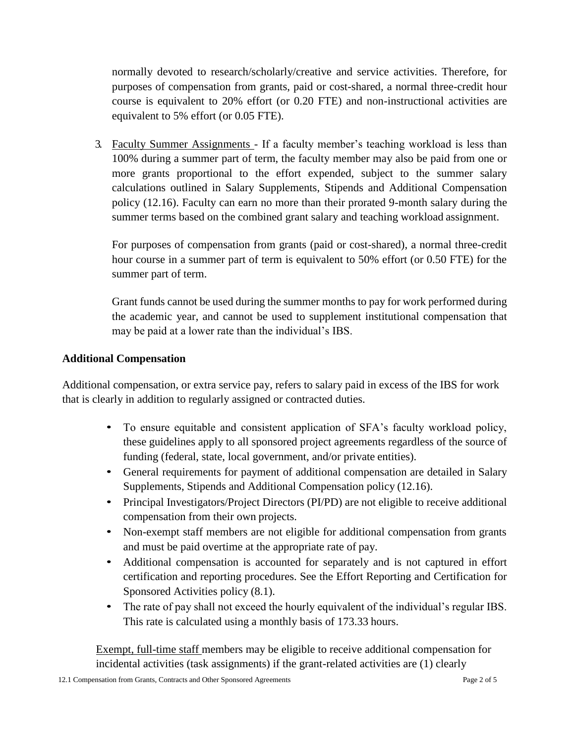normally devoted to research/scholarly/creative and service activities. Therefore, for purposes of compensation from grants, paid or cost-shared, a normal three-credit hour course is equivalent to 20% effort (or 0.20 FTE) and non-instructional activities are equivalent to 5% effort (or 0.05 FTE).

3. Faculty Summer Assignments - If a faculty member's teaching workload is less than 100% during a summer part of term, the faculty member may also be paid from one or more grants proportional to the effort expended, subject to the summer salary calculations outlined in Salary Supplements, Stipends and Additional Compensation policy (12.16). Faculty can earn no more than their prorated 9-month salary during the summer terms based on the combined grant salary and teaching workload assignment.

   For purposes of compensation from grants (paid or cost-shared), a normal three-credit hour course in a summer part of term is equivalent to 50% effort (or 0.50 FTE) for the summer part of term.

   Grant funds cannot be used during the summer months to pay for work performed during the academic year, and cannot be used to supplement institutional compensation that may be paid at a lower rate than the individual's IBS.

**Additional Compensation**

Additional compensation, or extra service pay, refers to salary paid in excess of the IBS for work that is clearly in addition to regularly assigned or contracted duties.

- To ensure equitable and consistent application of SFA's faculty workload policy, these guidelines apply to all sponsored project agreements regardless of the source of funding (federal, state, local government, and/or private entities).
- General requirements for payment of additional compensation are detailed in Salary Supplements, Stipends and Additional Compensation policy (12.16).
- Principal Investigators/Project Directors (PI/PD) are not eligible to receive additional compensation from their own projects.
- Non-exempt staff members are not eligible for additional compensation from grants and must be paid overtime at the appropriate rate of pay.
- Additional compensation is accounted for separately and is not captured in effort certification and reporting procedures. See the Effort Reporting and Certification for Sponsored Activities policy (8.1).
- The rate of pay shall not exceed the hourly equivalent of the individual's regular IBS. This rate is calculated using a monthly basis of 173.33 hours.

Exempt, full-time staff members may be eligible to receive additional compensation for incidental activities (task assignments) if the grant-related activities are (1) clearly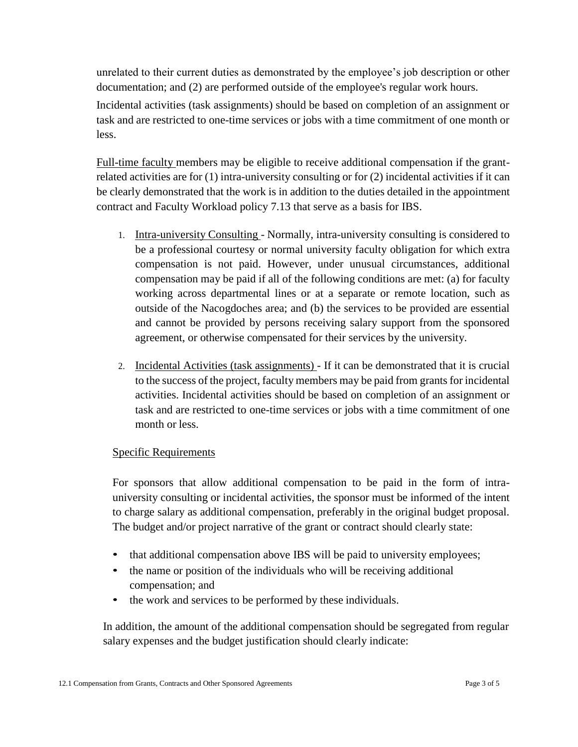unrelated to their current duties as demonstrated by the employee's job description or other documentation; and (2) are performed outside of the employee's regular work hours.

Incidental activities (task assignments) should be based on completion of an assignment or task and are restricted to one-time services or jobs with a time commitment of one month or less.

Full-time faculty members may be eligible to receive additional compensation if the grant-related activities are for (1) intra-university consulting or for (2) incidental activities if it can be clearly demonstrated that the work is in addition to the duties detailed in the appointment contract and Faculty Workload policy 7.13 that serve as a basis for IBS.

1. Intra-university Consulting - Normally, intra-university consulting is considered to be a professional courtesy or normal university faculty obligation for which extra compensation is not paid. However, under unusual circumstances, additional compensation may be paid if all of the following conditions are met: (a) for faculty working across departmental lines or at a separate or remote location, such as outside of the Nacogdoches area; and (b) the services to be provided are essential and cannot be provided by persons receiving salary support from the sponsored agreement, or otherwise compensated for their services by the university.

2. Incidental Activities (task assignments) - If it can be demonstrated that it is crucial to the success of the project, faculty members may be paid from grants for incidental activities. Incidental activities should be based on completion of an assignment or task and are restricted to one-time services or jobs with a time commitment of one month or less.

Specific Requirements

For sponsors that allow additional compensation to be paid in the form of intra-university consulting or incidental activities, the sponsor must be informed of the intent to charge salary as additional compensation, preferably in the original budget proposal. The budget and/or project narrative of the grant or contract should clearly state:

- that additional compensation above IBS will be paid to university employees;
- the name or position of the individuals who will be receiving additional compensation; and
- the work and services to be performed by these individuals.

In addition, the amount of the additional compensation should be segregated from regular salary expenses and the budget justification should clearly indicate: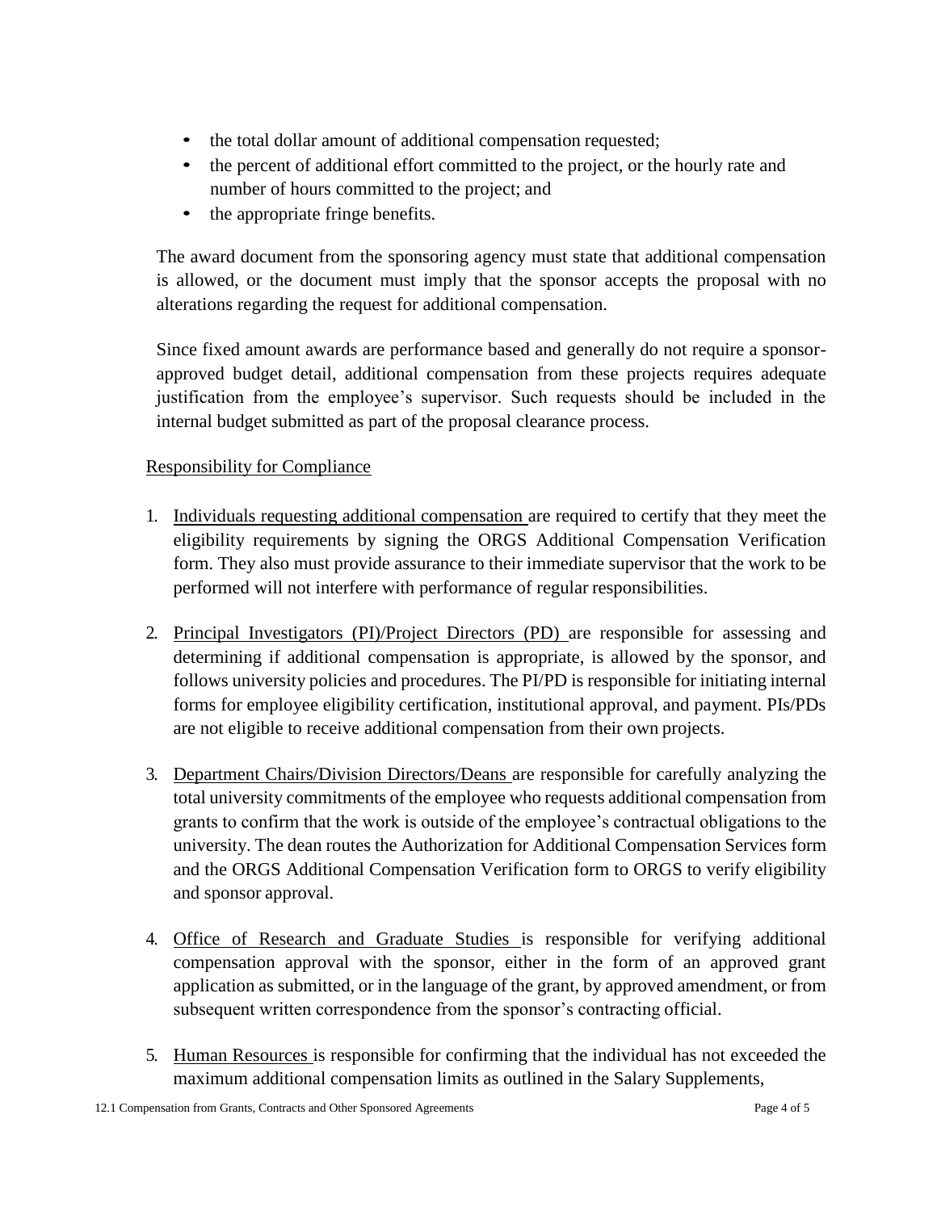- the total dollar amount of additional compensation requested;
- the percent of additional effort committed to the project, or the hourly rate and number of hours committed to the project; and
- the appropriate fringe benefits.

The award document from the sponsoring agency must state that additional compensation is allowed, or the document must imply that the sponsor accepts the proposal with no alterations regarding the request for additional compensation.

Since fixed amount awards are performance based and generally do not require a sponsor-approved budget detail, additional compensation from these projects requires adequate justification from the employee's supervisor. Such requests should be included in the internal budget submitted as part of the proposal clearance process.

Responsibility for Compliance

1. Individuals requesting additional compensation are required to certify that they meet the eligibility requirements by signing the ORGS Additional Compensation Verification form. They also must provide assurance to their immediate supervisor that the work to be performed will not interfere with performance of regular responsibilities.

2. Principal Investigators (PI)/Project Directors (PD) are responsible for assessing and determining if additional compensation is appropriate, is allowed by the sponsor, and follows university policies and procedures. The PI/PD is responsible for initiating internal forms for employee eligibility certification, institutional approval, and payment. PIs/PDs are not eligible to receive additional compensation from their own projects.

3. Department Chairs/Division Directors/Deans are responsible for carefully analyzing the total university commitments of the employee who requests additional compensation from grants to confirm that the work is outside of the employee's contractual obligations to the university. The dean routes the Authorization for Additional Compensation Services form and the ORGS Additional Compensation Verification form to ORGS to verify eligibility and sponsor approval.

4. Office of Research and Graduate Studies is responsible for verifying additional compensation approval with the sponsor, either in the form of an approved grant application as submitted, or in the language of the grant, by approved amendment, or from subsequent written correspondence from the sponsor's contracting official.

5. Human Resources is responsible for confirming that the individual has not exceeded the maximum additional compensation limits as outlined in the Salary Supplements,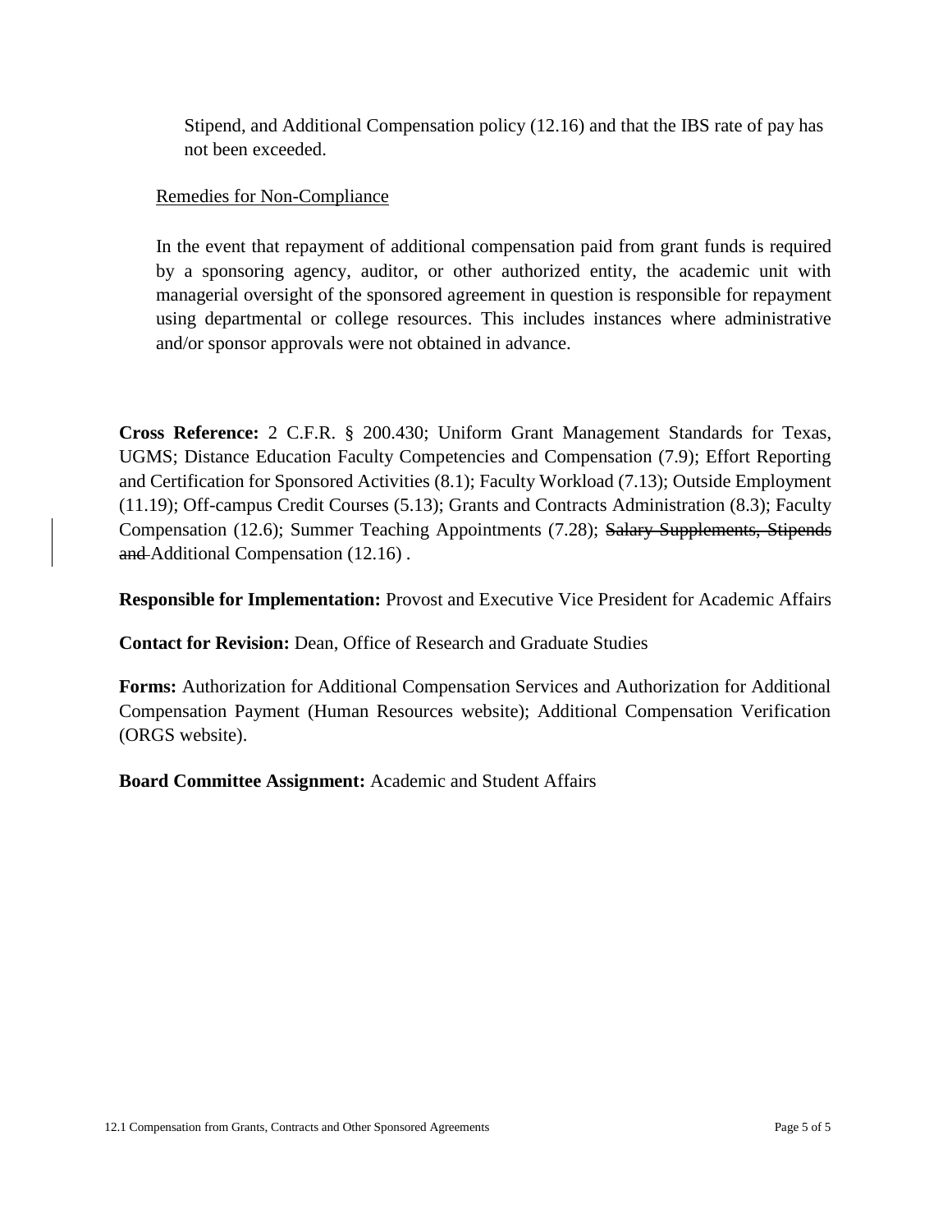Stipend, and Additional Compensation policy (12.16) and that the IBS rate of pay has not been exceeded.

Remedies for Non-Compliance

In the event that repayment of additional compensation paid from grant funds is required by a sponsoring agency, auditor, or other authorized entity, the academic unit with managerial oversight of the sponsored agreement in question is responsible for repayment using departmental or college resources. This includes instances where administrative and/or sponsor approvals were not obtained in advance.

**Cross Reference:** 2 C.F.R. § 200.430; Uniform Grant Management Standards for Texas, UGMS; Distance Education Faculty Competencies and Compensation (7.9); Effort Reporting and Certification for Sponsored Activities (8.1); Faculty Workload (7.13); Outside Employment (11.19); Off-campus Credit Courses (5.13); Grants and Contracts Administration (8.3); Faculty Compensation (12.6); Summer Teaching Appointments (7.28); ~~Salary Supplements, Stipends and~~ Additional Compensation (12.16) .

**Responsible for Implementation:** Provost and Executive Vice President for Academic Affairs

**Contact for Revision:** Dean, Office of Research and Graduate Studies

**Forms:** Authorization for Additional Compensation Services and Authorization for Additional Compensation Payment (Human Resources website); Additional Compensation Verification (ORGS website).

**Board Committee Assignment:** Academic and Student Affairs